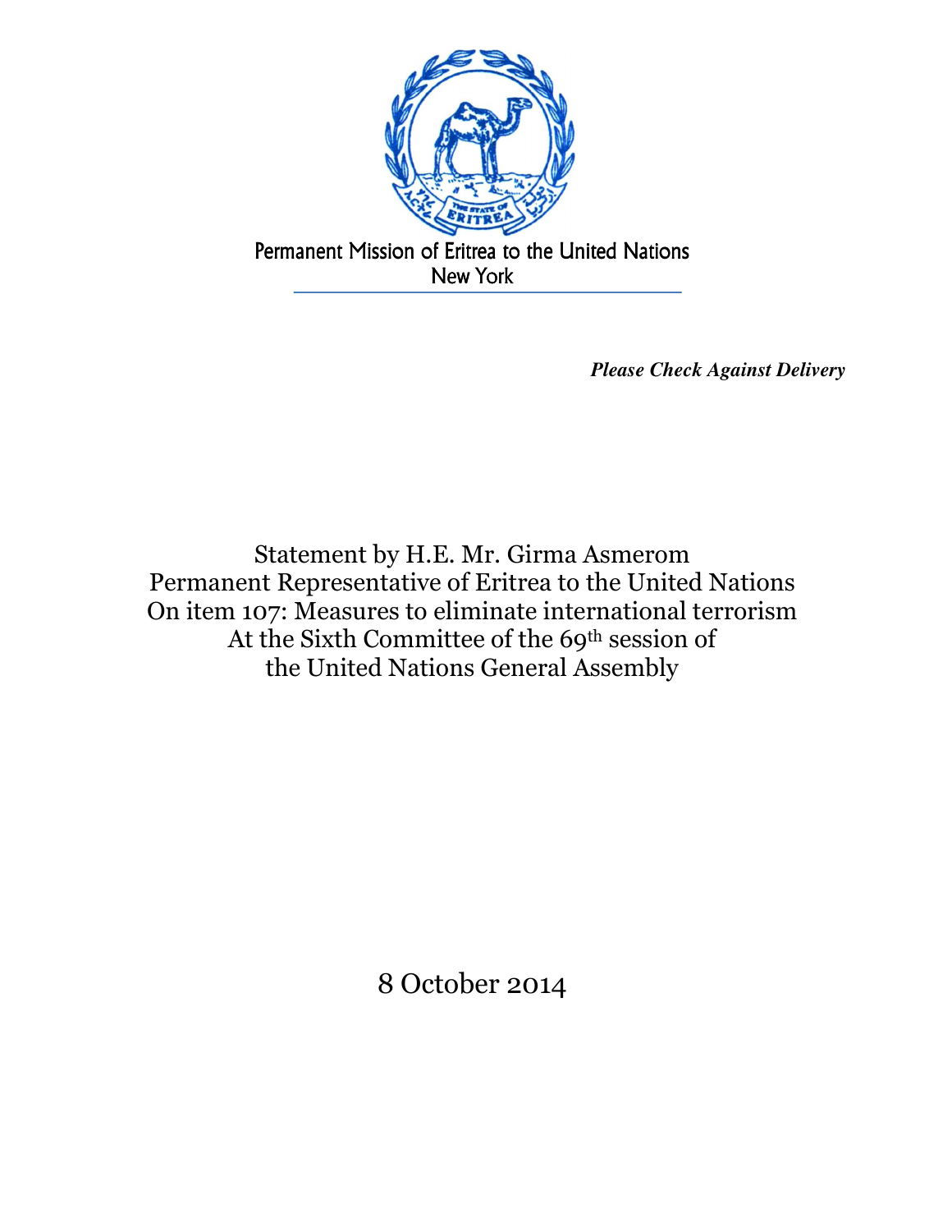Permanent Mission of Eritrea to the United Nations
New York

*__Please Check Against Delivery__*

Statement by H.E. Mr. Girma Asmerom
Permanent Representative of Eritrea to the United Nations
On item 107: Measures to eliminate international terrorism
At the Sixth Committee of the 69th session of
the United Nations General Assembly

8 October 2014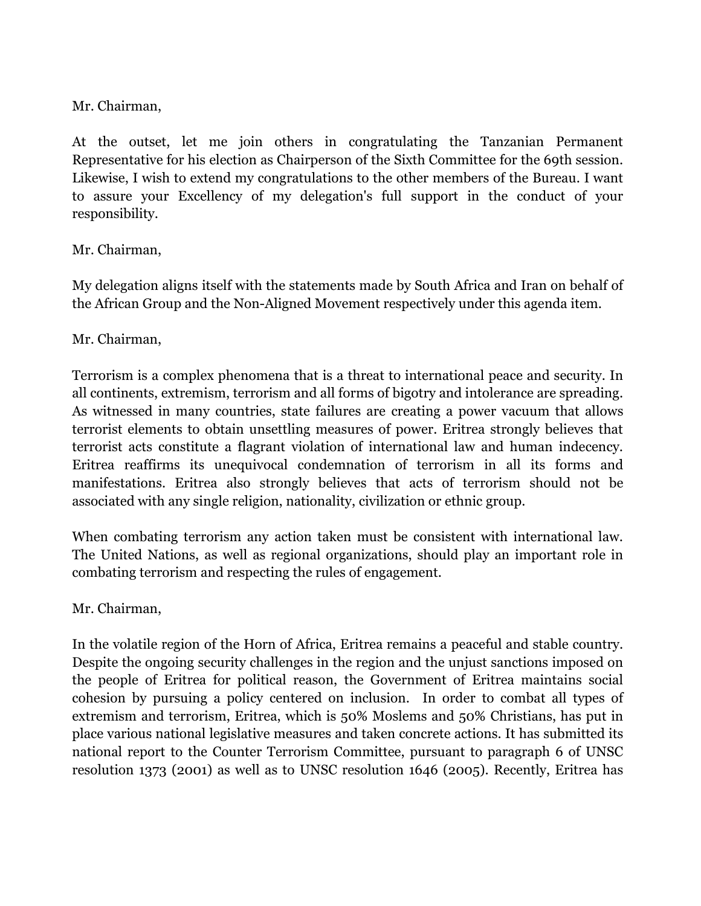Mr. Chairman,

At the outset, let me join others in congratulating the Tanzanian Permanent Representative for his election as Chairperson of the Sixth Committee for the 69th session. Likewise, I wish to extend my congratulations to the other members of the Bureau. I want to assure your Excellency of my delegation's full support in the conduct of your responsibility.

Mr. Chairman,

My delegation aligns itself with the statements made by South Africa and Iran on behalf of the African Group and the Non-Aligned Movement respectively under this agenda item.

Mr. Chairman,

Terrorism is a complex phenomena that is a threat to international peace and security. In all continents, extremism, terrorism and all forms of bigotry and intolerance are spreading. As witnessed in many countries, state failures are creating a power vacuum that allows terrorist elements to obtain unsettling measures of power. Eritrea strongly believes that terrorist acts constitute a flagrant violation of international law and human indecency. Eritrea reaffirms its unequivocal condemnation of terrorism in all its forms and manifestations. Eritrea also strongly believes that acts of terrorism should not be associated with any single religion, nationality, civilization or ethnic group.

When combating terrorism any action taken must be consistent with international law. The United Nations, as well as regional organizations, should play an important role in combating terrorism and respecting the rules of engagement.

Mr. Chairman,

In the volatile region of the Horn of Africa, Eritrea remains a peaceful and stable country. Despite the ongoing security challenges in the region and the unjust sanctions imposed on the people of Eritrea for political reason, the Government of Eritrea maintains social cohesion by pursuing a policy centered on inclusion. In order to combat all types of extremism and terrorism, Eritrea, which is 50% Moslems and 50% Christians, has put in place various national legislative measures and taken concrete actions. It has submitted its national report to the Counter Terrorism Committee, pursuant to paragraph 6 of UNSC resolution 1373 (2001) as well as to UNSC resolution 1646 (2005). Recently, Eritrea has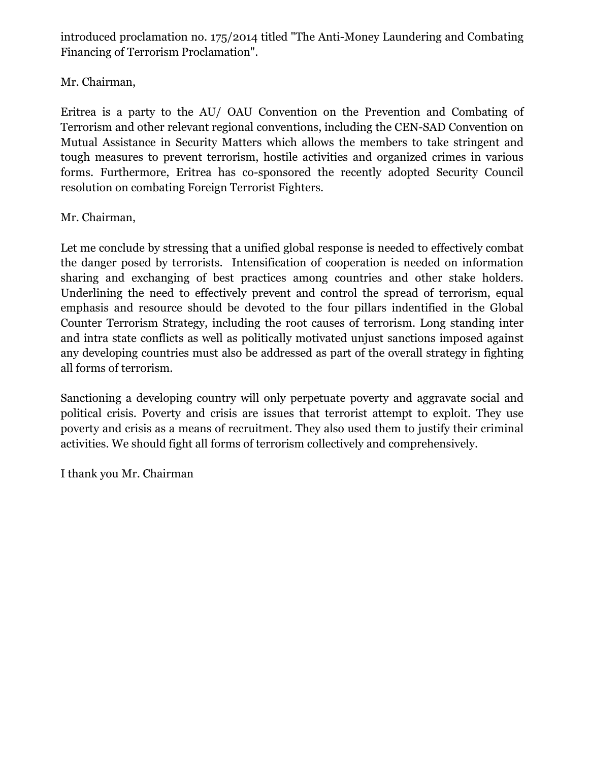introduced proclamation no. 175/2014 titled "The Anti-Money Laundering and Combating Financing of Terrorism Proclamation".

Mr. Chairman,

Eritrea is a party to the AU/ OAU Convention on the Prevention and Combating of Terrorism and other relevant regional conventions, including the CEN-SAD Convention on Mutual Assistance in Security Matters which allows the members to take stringent and tough measures to prevent terrorism, hostile activities and organized crimes in various forms. Furthermore, Eritrea has co-sponsored the recently adopted Security Council resolution on combating Foreign Terrorist Fighters.

Mr. Chairman,

Let me conclude by stressing that a unified global response is needed to effectively combat the danger posed by terrorists. Intensification of cooperation is needed on information sharing and exchanging of best practices among countries and other stake holders. Underlining the need to effectively prevent and control the spread of terrorism, equal emphasis and resource should be devoted to the four pillars indentified in the Global Counter Terrorism Strategy, including the root causes of terrorism. Long standing inter and intra state conflicts as well as politically motivated unjust sanctions imposed against any developing countries must also be addressed as part of the overall strategy in fighting all forms of terrorism.

Sanctioning a developing country will only perpetuate poverty and aggravate social and political crisis. Poverty and crisis are issues that terrorist attempt to exploit. They use poverty and crisis as a means of recruitment. They also used them to justify their criminal activities. We should fight all forms of terrorism collectively and comprehensively.

I thank you Mr. Chairman